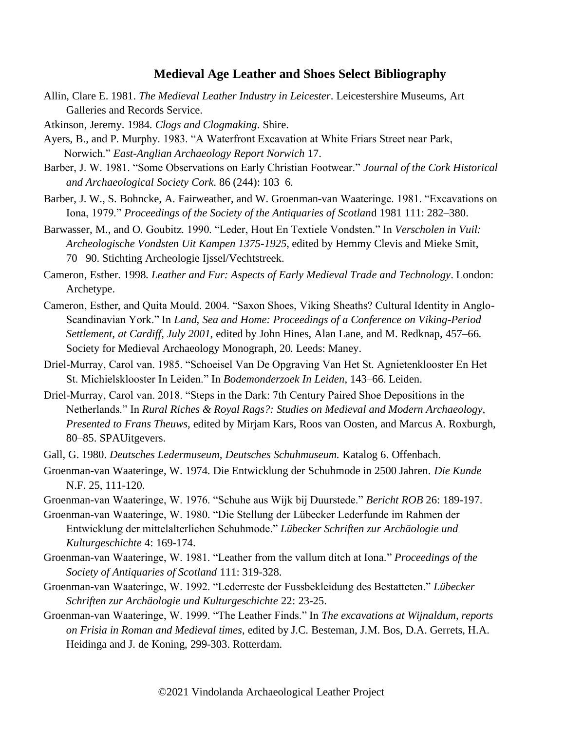## Medieval Age Leather and Shoes Select Bibliography

Allin, Clare E. 1981. *The Medieval Leather Industry in Leicester*. Leicestershire Museums, Art Galleries and Records Service.

Atkinson, Jeremy. 1984. *Clogs and Clogmaking*. Shire.

Ayers, B., and P. Murphy. 1983. "A Waterfront Excavation at White Friars Street near Park, Norwich." *East-Anglian Archaeology Report Norwich* 17.

Barber, J. W. 1981. "Some Observations on Early Christian Footwear." *Journal of the Cork Historical and Archaeological Society Cork*. 86 (244): 103–6.

Barber, J. W., S. Bohncke, A. Fairweather, and W. Groenman-van Waateringe. 1981. "Excavations on Iona, 1979." *Proceedings of the Society of the Antiquaries of Scotlan*d 1981 111: 282–380.

Barwasser, M., and O. Goubitz. 1990. "Leder, Hout En Textiele Vondsten." In *Verscholen in Vuil: Archeologische Vondsten Uit Kampen 1375-1925*, edited by Hemmy Clevis and Mieke Smit, 70– 90. Stichting Archeologie Ijssel/Vechtstreek.

Cameron, Esther. 1998. *Leather and Fur: Aspects of Early Medieval Trade and Technology*. London: Archetype.

Cameron, Esther, and Quita Mould. 2004. "Saxon Shoes, Viking Sheaths? Cultural Identity in Anglo-Scandinavian York." In *Land, Sea and Home: Proceedings of a Conference on Viking-Period Settlement, at Cardiff, July 2001*, edited by John Hines, Alan Lane, and M. Redknap, 457–66. Society for Medieval Archaeology Monograph, 20. Leeds: Maney.

Driel-Murray, Carol van. 1985. "Schoeisel Van De Opgraving Van Het St. Agnietenklooster En Het St. Michielsklooster In Leiden." In *Bodemonderzoek In Leiden*, 143–66. Leiden.

Driel-Murray, Carol van. 2018. "Steps in the Dark: 7th Century Paired Shoe Depositions in the Netherlands." In *Rural Riches & Royal Rags?: Studies on Medieval and Modern Archaeology, Presented to Frans Theuws*, edited by Mirjam Kars, Roos van Oosten, and Marcus A. Roxburgh, 80–85. SPAUitgevers.

Gall, G. 1980. *Deutsches Ledermuseum, Deutsches Schuhmuseum.* Katalog 6. Offenbach.

Groenman-van Waateringe, W. 1974. Die Entwicklung der Schuhmode in 2500 Jahren. *Die Kunde* N.F. 25, 111-120.

Groenman-van Waateringe, W. 1976. "Schuhe aus Wijk bij Duurstede." *Bericht ROB* 26: 189-197.

Groenman-van Waateringe, W. 1980. "Die Stellung der Lübecker Lederfunde im Rahmen der Entwicklung der mittelalterlichen Schuhmode." *Lübecker Schriften zur Archäologie und Kulturgeschichte* 4: 169-174.

Groenman-van Waateringe, W. 1981. "Leather from the vallum ditch at Iona." *Proceedings of the Society of Antiquaries of Scotland* 111: 319-328.

Groenman-van Waateringe, W. 1992. "Lederreste der Fussbekleidung des Bestatteten." *Lübecker Schriften zur Archäologie und Kulturgeschichte* 22: 23-25.

Groenman-van Waateringe, W. 1999. "The Leather Finds." In *The excavations at Wijnaldum, reports on Frisia in Roman and Medieval times*, edited by J.C. Besteman, J.M. Bos, D.A. Gerrets, H.A. Heidinga and J. de Koning, 299-303. Rotterdam.

©2021 Vindolanda Archaeological Leather Project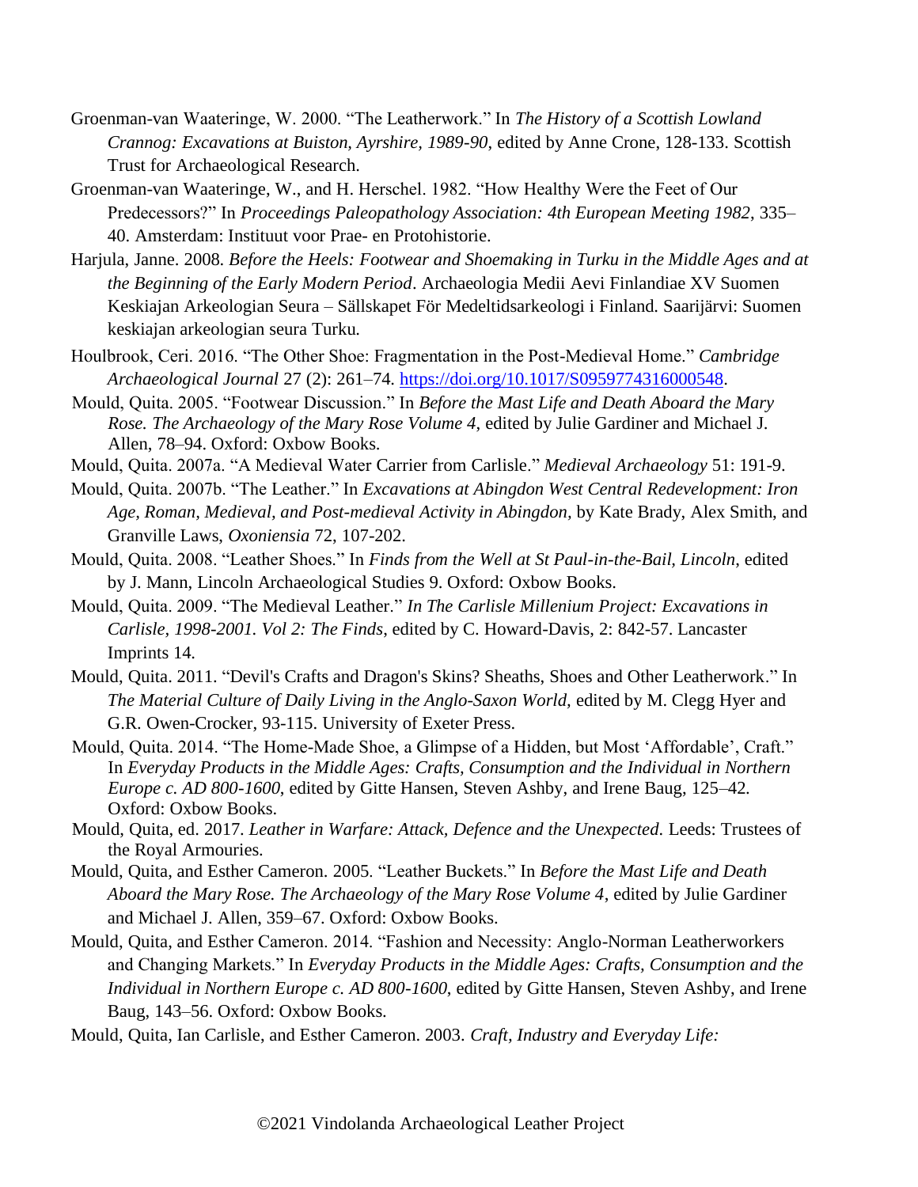Groenman-van Waateringe, W. 2000. "The Leatherwork." In *The History of a Scottish Lowland Crannog: Excavations at Buiston, Ayrshire, 1989-90*, edited by Anne Crone, 128-133. Scottish Trust for Archaeological Research.

Groenman-van Waateringe, W., and H. Herschel. 1982. "How Healthy Were the Feet of Our Predecessors?" In *Proceedings Paleopathology Association: 4th European Meeting 1982*, 335–40. Amsterdam: Instituut voor Prae- en Protohistorie.

Harjula, Janne. 2008. *Before the Heels: Footwear and Shoemaking in Turku in the Middle Ages and at the Beginning of the Early Modern Period*. Archaeologia Medii Aevi Finlandiae XV Suomen Keskiajan Arkeologian Seura – Sällskapet För Medeltidsarkeologi i Finland. Saarijärvi: Suomen keskiajan arkeologian seura Turku.

Houlbrook, Ceri. 2016. "The Other Shoe: Fragmentation in the Post-Medieval Home." *Cambridge Archaeological Journal* 27 (2): 261–74. https://doi.org/10.1017/S0959774316000548.

Mould, Quita. 2005. "Footwear Discussion." In *Before the Mast Life and Death Aboard the Mary Rose. The Archaeology of the Mary Rose Volume 4*, edited by Julie Gardiner and Michael J. Allen, 78–94. Oxford: Oxbow Books.

Mould, Quita. 2007a. "A Medieval Water Carrier from Carlisle." *Medieval Archaeology* 51: 191-9.

Mould, Quita. 2007b. "The Leather." In *Excavations at Abingdon West Central Redevelopment: Iron Age, Roman, Medieval, and Post-medieval Activity in Abingdon*, by Kate Brady, Alex Smith, and Granville Laws, *Oxoniensia* 72, 107-202.

Mould, Quita. 2008. "Leather Shoes." In *Finds from the Well at St Paul-in-the-Bail, Lincoln*, edited by J. Mann, Lincoln Archaeological Studies 9. Oxford: Oxbow Books.

Mould, Quita. 2009. "The Medieval Leather." *In The Carlisle Millenium Project: Excavations in Carlisle, 1998-2001. Vol 2: The Finds*, edited by C. Howard-Davis, 2: 842-57. Lancaster Imprints 14.

Mould, Quita. 2011. "Devil's Crafts and Dragon's Skins? Sheaths, Shoes and Other Leatherwork." In *The Material Culture of Daily Living in the Anglo-Saxon World,* edited by M. Clegg Hyer and G.R. Owen-Crocker, 93-115. University of Exeter Press.

Mould, Quita. 2014. "The Home-Made Shoe, a Glimpse of a Hidden, but Most 'Affordable', Craft." In *Everyday Products in the Middle Ages: Crafts, Consumption and the Individual in Northern Europe c. AD 800-1600*, edited by Gitte Hansen, Steven Ashby, and Irene Baug, 125–42. Oxford: Oxbow Books.

Mould, Quita, ed. 2017. *Leather in Warfare: Attack, Defence and the Unexpected*. Leeds: Trustees of the Royal Armouries.

Mould, Quita, and Esther Cameron. 2005. "Leather Buckets." In *Before the Mast Life and Death Aboard the Mary Rose. The Archaeology of the Mary Rose Volume 4*, edited by Julie Gardiner and Michael J. Allen, 359–67. Oxford: Oxbow Books.

Mould, Quita, and Esther Cameron. 2014. "Fashion and Necessity: Anglo-Norman Leatherworkers and Changing Markets." In *Everyday Products in the Middle Ages: Crafts, Consumption and the Individual in Northern Europe c. AD 800-1600*, edited by Gitte Hansen, Steven Ashby, and Irene Baug, 143–56. Oxford: Oxbow Books.

Mould, Quita, Ian Carlisle, and Esther Cameron. 2003. *Craft, Industry and Everyday Life:*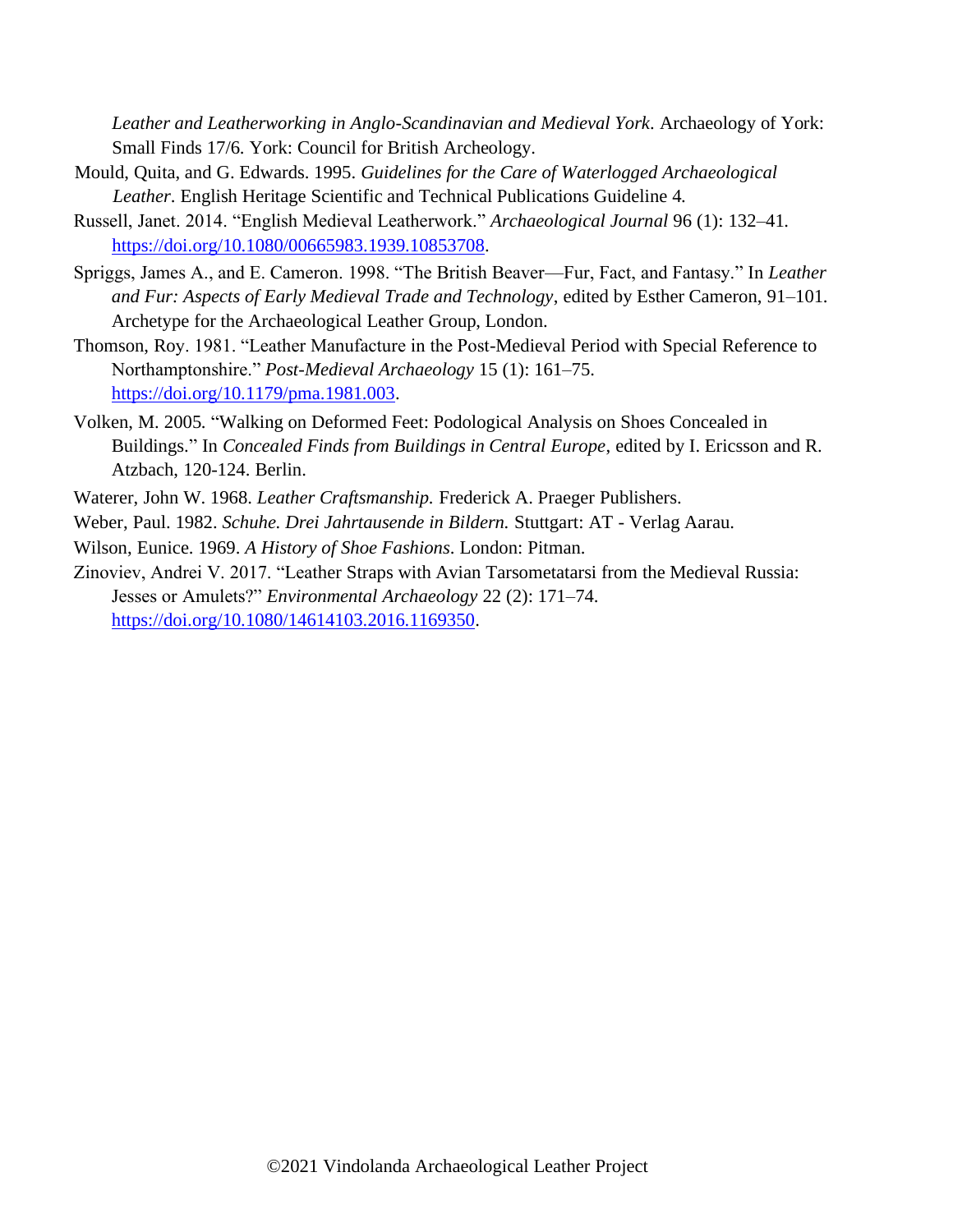*Leather and Leatherworking in Anglo-Scandinavian and Medieval York*. Archaeology of York: Small Finds 17/6. York: Council for British Archeology.

Mould, Quita, and G. Edwards. 1995. *Guidelines for the Care of Waterlogged Archaeological Leather*. English Heritage Scientific and Technical Publications Guideline 4.

Russell, Janet. 2014. "English Medieval Leatherwork." *Archaeological Journal* 96 (1): 132–41. https://doi.org/10.1080/00665983.1939.10853708.

Spriggs, James A., and E. Cameron. 1998. "The British Beaver—Fur, Fact, and Fantasy." In *Leather and Fur: Aspects of Early Medieval Trade and Technology*, edited by Esther Cameron, 91–101. Archetype for the Archaeological Leather Group, London.

Thomson, Roy. 1981. "Leather Manufacture in the Post-Medieval Period with Special Reference to Northamptonshire." *Post-Medieval Archaeology* 15 (1): 161–75. https://doi.org/10.1179/pma.1981.003.

Volken, M. 2005. "Walking on Deformed Feet: Podological Analysis on Shoes Concealed in Buildings." In *Concealed Finds from Buildings in Central Europe*, edited by I. Ericsson and R. Atzbach, 120-124. Berlin.

Waterer, John W. 1968. *Leather Craftsmanship.* Frederick A. Praeger Publishers.

Weber, Paul. 1982. *Schuhe. Drei Jahrtausende in Bildern.* Stuttgart: AT - Verlag Aarau.

Wilson, Eunice. 1969. *A History of Shoe Fashions*. London: Pitman.

Zinoviev, Andrei V. 2017. "Leather Straps with Avian Tarsometatarsi from the Medieval Russia: Jesses or Amulets?" *Environmental Archaeology* 22 (2): 171–74. https://doi.org/10.1080/14614103.2016.1169350.

©2021 Vindolanda Archaeological Leather Project